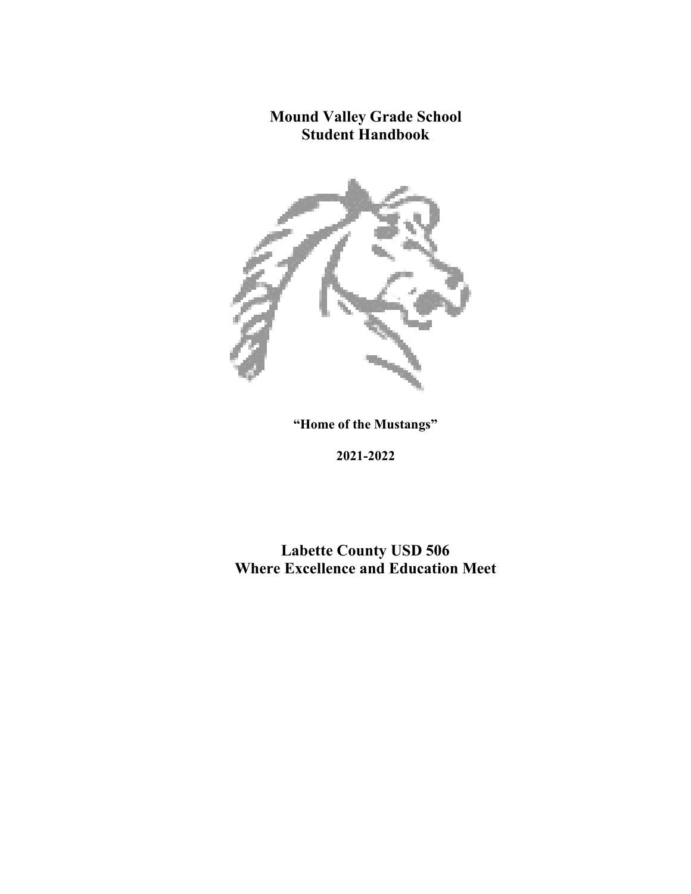# Mound Valley Grade School
# Student Handbook

**"Home of the Mustangs"**

**2021-2022**

## Labette County USD 506
## Where Excellence and Education Meet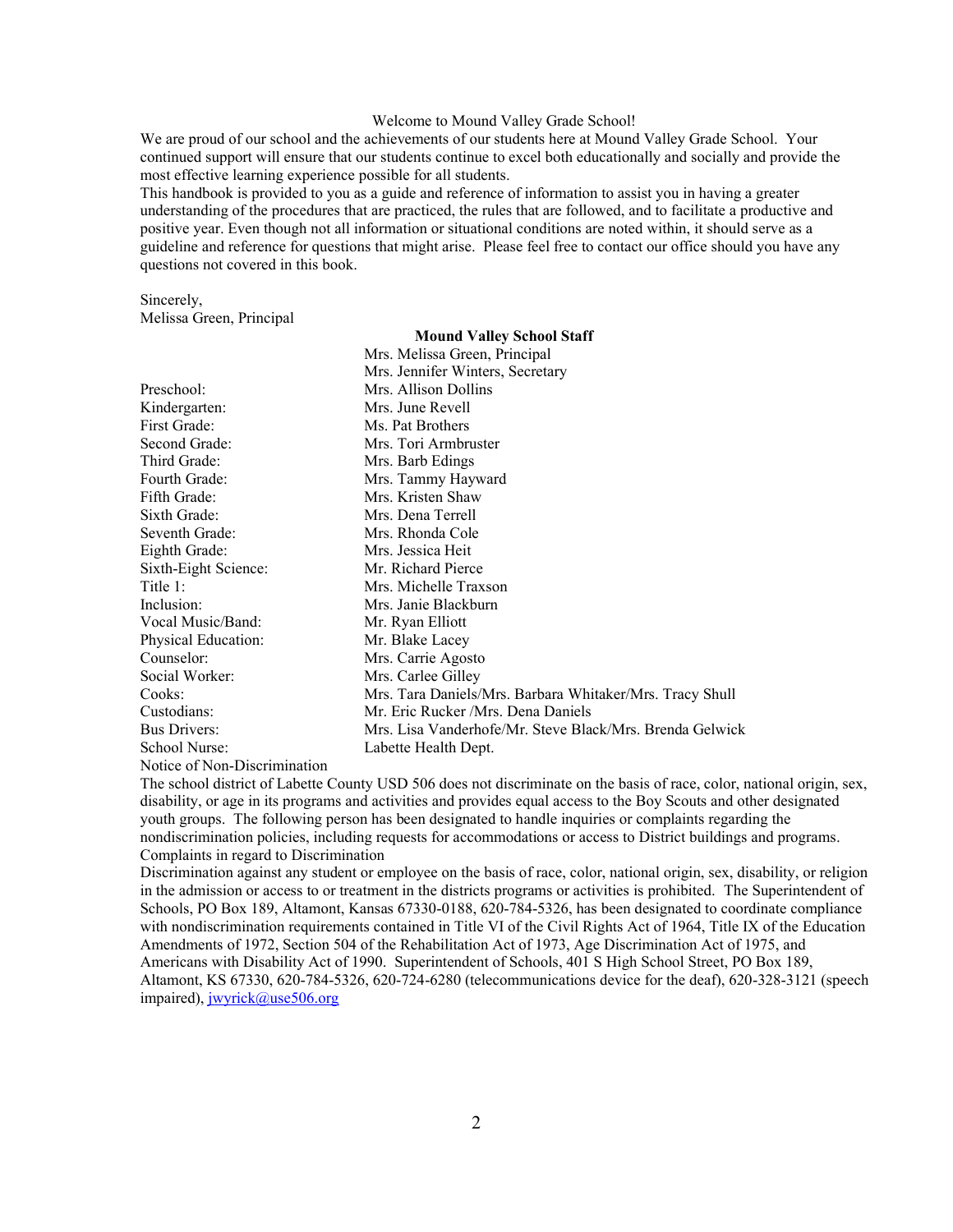Welcome to Mound Valley Grade School!

We are proud of our school and the achievements of our students here at Mound Valley Grade School. Your continued support will ensure that our students continue to excel both educationally and socially and provide the most effective learning experience possible for all students.

This handbook is provided to you as a guide and reference of information to assist you in having a greater understanding of the procedures that are practiced, the rules that are followed, and to facilitate a productive and positive year. Even though not all information or situational conditions are noted within, it should serve as a guideline and reference for questions that might arise. Please feel free to contact our office should you have any questions not covered in this book.

Sincerely,
Melissa Green, Principal

**Mound Valley School Staff**

| | |
|---|---|
| | Mrs. Melissa Green, Principal |
| | Mrs. Jennifer Winters, Secretary |
| Preschool: | Mrs. Allison Dollins |
| Kindergarten: | Mrs. June Revell |
| First Grade: | Ms. Pat Brothers |
| Second Grade: | Mrs. Tori Armbruster |
| Third Grade: | Mrs. Barb Edings |
| Fourth Grade: | Mrs. Tammy Hayward |
| Fifth Grade: | Mrs. Kristen Shaw |
| Sixth Grade: | Mrs. Dena Terrell |
| Seventh Grade: | Mrs. Rhonda Cole |
| Eighth Grade: | Mrs. Jessica Heit |
| Sixth-Eight Science: | Mr. Richard Pierce |
| Title 1: | Mrs. Michelle Traxson |
| Inclusion: | Mrs. Janie Blackburn |
| Vocal Music/Band: | Mr. Ryan Elliott |
| Physical Education: | Mr. Blake Lacey |
| Counselor: | Mrs. Carrie Agosto |
| Social Worker: | Mrs. Carlee Gilley |
| Cooks: | Mrs. Tara Daniels/Mrs. Barbara Whitaker/Mrs. Tracy Shull |
| Custodians: | Mr. Eric Rucker /Mrs. Dena Daniels |
| Bus Drivers: | Mrs. Lisa Vanderhofe/Mr. Steve Black/Mrs. Brenda Gelwick |
| School Nurse: | Labette Health Dept. |

Notice of Non-Discrimination

The school district of Labette County USD 506 does not discriminate on the basis of race, color, national origin, sex, disability, or age in its programs and activities and provides equal access to the Boy Scouts and other designated youth groups. The following person has been designated to handle inquiries or complaints regarding the nondiscrimination policies, including requests for accommodations or access to District buildings and programs.

Complaints in regard to Discrimination

Discrimination against any student or employee on the basis of race, color, national origin, sex, disability, or religion in the admission or access to or treatment in the districts programs or activities is prohibited. The Superintendent of Schools, PO Box 189, Altamont, Kansas 67330-0188, 620-784-5326, has been designated to coordinate compliance with nondiscrimination requirements contained in Title VI of the Civil Rights Act of 1964, Title IX of the Education Amendments of 1972, Section 504 of the Rehabilitation Act of 1973, Age Discrimination Act of 1975, and Americans with Disability Act of 1990. Superintendent of Schools, 401 S High School Street, PO Box 189, Altamont, KS 67330, 620-784-5326, 620-724-6280 (telecommunications device for the deaf), 620-328-3121 (speech impaired), jwyrick@use506.org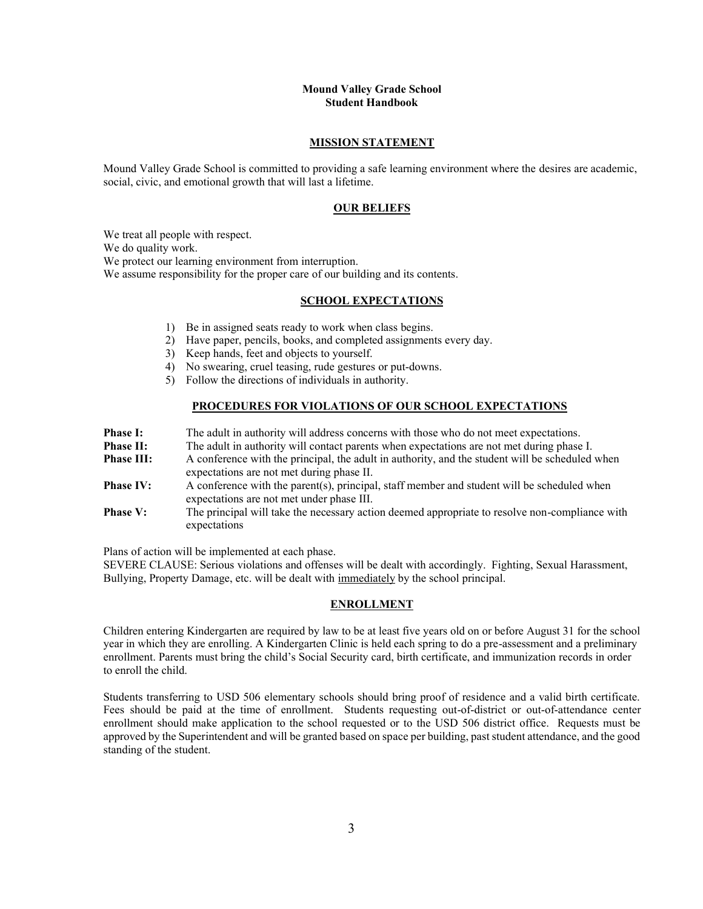# Mound Valley Grade School
# Student Handbook

## MISSION STATEMENT

Mound Valley Grade School is committed to providing a safe learning environment where the desires are academic, social, civic, and emotional growth that will last a lifetime.

## OUR BELIEFS

We treat all people with respect.
We do quality work.
We protect our learning environment from interruption.
We assume responsibility for the proper care of our building and its contents.

## SCHOOL EXPECTATIONS

1) Be in assigned seats ready to work when class begins.
2) Have paper, pencils, books, and completed assignments every day.
3) Keep hands, feet and objects to yourself.
4) No swearing, cruel teasing, rude gestures or put-downs.
5) Follow the directions of individuals in authority.

## PROCEDURES FOR VIOLATIONS OF OUR SCHOOL EXPECTATIONS

**Phase I:** The adult in authority will address concerns with those who do not meet expectations.

**Phase II:** The adult in authority will contact parents when expectations are not met during phase I.

**Phase III:** A conference with the principal, the adult in authority, and the student will be scheduled when expectations are not met during phase II.

**Phase IV:** A conference with the parent(s), principal, staff member and student will be scheduled when expectations are not met under phase III.

**Phase V:** The principal will take the necessary action deemed appropriate to resolve non-compliance with expectations

Plans of action will be implemented at each phase.
SEVERE CLAUSE: Serious violations and offenses will be dealt with accordingly. Fighting, Sexual Harassment, Bullying, Property Damage, etc. will be dealt with immediately by the school principal.

## ENROLLMENT

Children entering Kindergarten are required by law to be at least five years old on or before August 31 for the school year in which they are enrolling. A Kindergarten Clinic is held each spring to do a pre-assessment and a preliminary enrollment. Parents must bring the child's Social Security card, birth certificate, and immunization records in order to enroll the child.

Students transferring to USD 506 elementary schools should bring proof of residence and a valid birth certificate. Fees should be paid at the time of enrollment. Students requesting out-of-district or out-of-attendance center enrollment should make application to the school requested or to the USD 506 district office. Requests must be approved by the Superintendent and will be granted based on space per building, past student attendance, and the good standing of the student.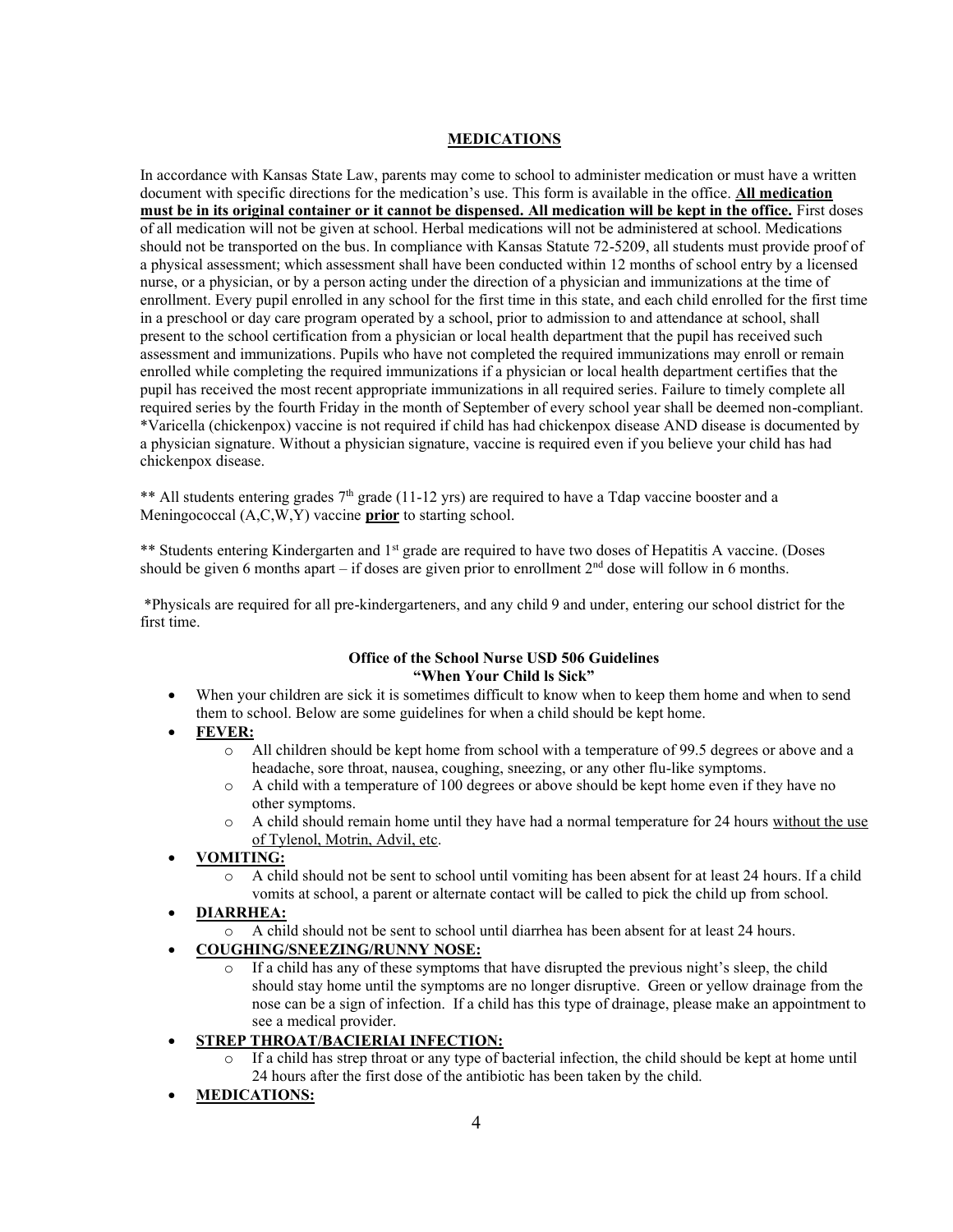## MEDICATIONS

In accordance with Kansas State Law, parents may come to school to administer medication or must have a written document with specific directions for the medication's use. This form is available in the office. **All medication must be in its original container or it cannot be dispensed. All medication will be kept in the office.** First doses of all medication will not be given at school. Herbal medications will not be administered at school. Medications should not be transported on the bus. In compliance with Kansas Statute 72-5209, all students must provide proof of a physical assessment; which assessment shall have been conducted within 12 months of school entry by a licensed nurse, or a physician, or by a person acting under the direction of a physician and immunizations at the time of enrollment. Every pupil enrolled in any school for the first time in this state, and each child enrolled for the first time in a preschool or day care program operated by a school, prior to admission to and attendance at school, shall present to the school certification from a physician or local health department that the pupil has received such assessment and immunizations. Pupils who have not completed the required immunizations may enroll or remain enrolled while completing the required immunizations if a physician or local health department certifies that the pupil has received the most recent appropriate immunizations in all required series. Failure to timely complete all required series by the fourth Friday in the month of September of every school year shall be deemed non-compliant. *Varicella (chickenpox) vaccine is not required if child has had chickenpox disease AND disease is documented by a physician signature. Without a physician signature, vaccine is required even if you believe your child has had chickenpox disease.

** All students entering grades 7th grade (11-12 yrs) are required to have a Tdap vaccine booster and a Meningococcal (A,C,W,Y) vaccine **prior** to starting school.

** Students entering Kindergarten and 1st grade are required to have two doses of Hepatitis A vaccine. (Doses should be given 6 months apart – if doses are given prior to enrollment 2nd dose will follow in 6 months.

*Physicals are required for all pre-kindergarteners, and any child 9 and under, entering our school district for the first time.

### Office of the School Nurse USD 506 Guidelines
### "When Your Child Is Sick"

- When your children are sick it is sometimes difficult to know when to keep them home and when to send them to school. Below are some guidelines for when a child should be kept home.
- **FEVER:**
  - All children should be kept home from school with a temperature of 99.5 degrees or above and a headache, sore throat, nausea, coughing, sneezing, or any other flu-like symptoms.
  - A child with a temperature of 100 degrees or above should be kept home even if they have no other symptoms.
  - A child should remain home until they have had a normal temperature for 24 hours without the use of Tylenol, Motrin, Advil, etc.
- **VOMITING:**
  - A child should not be sent to school until vomiting has been absent for at least 24 hours. If a child vomits at school, a parent or alternate contact will be called to pick the child up from school.
- **DIARRHEA:**
  - A child should not be sent to school until diarrhea has been absent for at least 24 hours.
- **COUGHING/SNEEZING/RUNNY NOSE:**
  - If a child has any of these symptoms that have disrupted the previous night's sleep, the child should stay home until the symptoms are no longer disruptive. Green or yellow drainage from the nose can be a sign of infection. If a child has this type of drainage, please make an appointment to see a medical provider.
- **STREP THROAT/BACIERIAI INFECTION:**
  - If a child has strep throat or any type of bacterial infection, the child should be kept at home until 24 hours after the first dose of the antibiotic has been taken by the child.
- **MEDICATIONS:**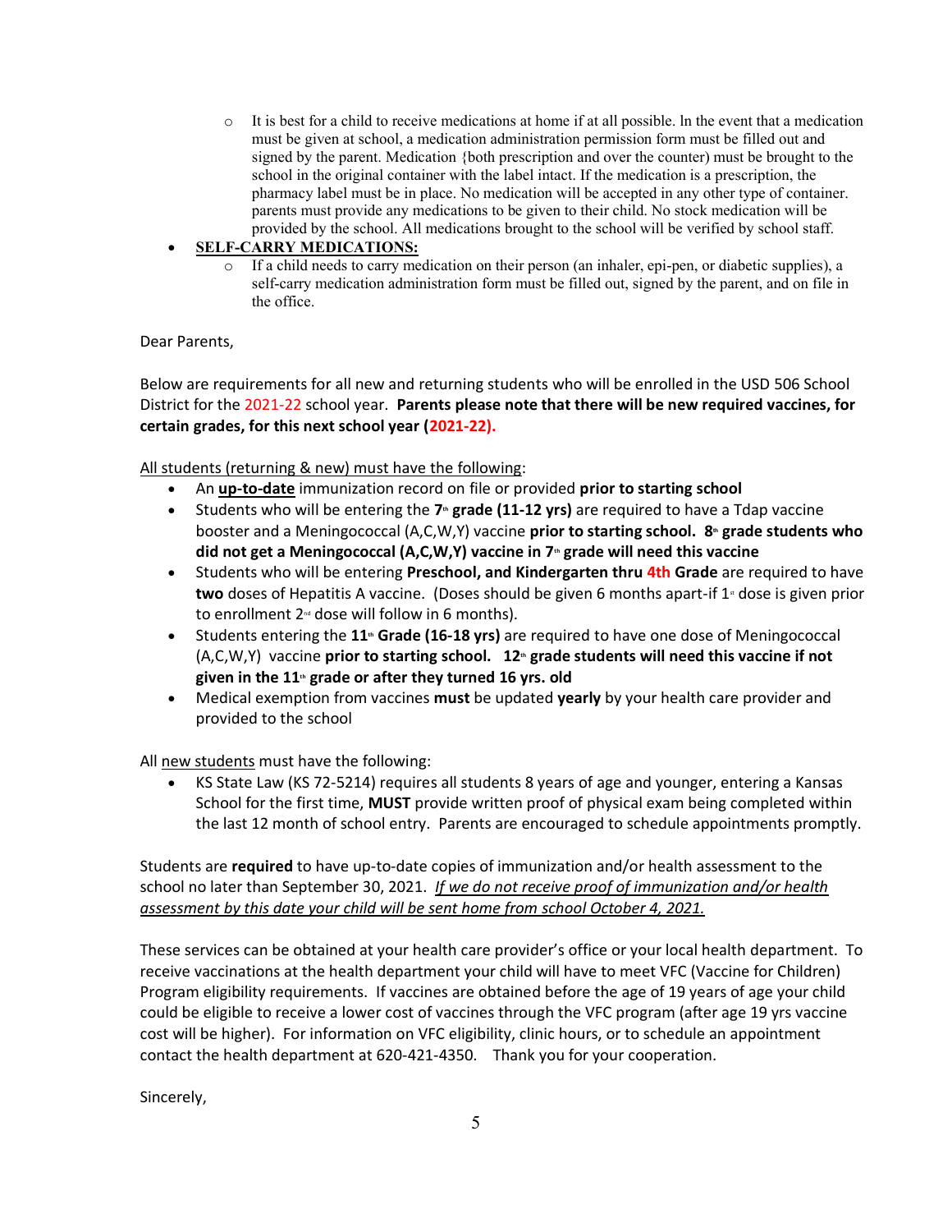- It is best for a child to receive medications at home if at all possible. In the event that a medication must be given at school, a medication administration permission form must be filled out and signed by the parent. Medication {both prescription and over the counter) must be brought to the school in the original container with the label intact. If the medication is a prescription, the pharmacy label must be in place. No medication will be accepted in any other type of container. parents must provide any medications to be given to their child. No stock medication will be provided by the school. All medications brought to the school will be verified by school staff.

- **SELF-CARRY MEDICATIONS:**
  - If a child needs to carry medication on their person (an inhaler, epi-pen, or diabetic supplies), a self-carry medication administration form must be filled out, signed by the parent, and on file in the office.

Dear Parents,

Below are requirements for all new and returning students who will be enrolled in the USD 506 School District for the 2021-22 school year. **Parents please note that there will be new required vaccines, for certain grades, for this next school year (2021-22).**

All students (returning & new) must have the following:

- An **up-to-date** immunization record on file or provided **prior to starting school**
- Students who will be entering the **7th grade (11-12 yrs)** are required to have a Tdap vaccine booster and a Meningococcal (A,C,W,Y) vaccine **prior to starting school. 8th grade students who did not get a Meningococcal (A,C,W,Y) vaccine in 7th grade will need this vaccine**
- Students who will be entering **Preschool, and Kindergarten thru 4th Grade** are required to have **two** doses of Hepatitis A vaccine. (Doses should be given 6 months apart-if 1st dose is given prior to enrollment 2nd dose will follow in 6 months).
- Students entering the **11th Grade (16-18 yrs)** are required to have one dose of Meningococcal (A,C,W,Y) vaccine **prior to starting school. 12th grade students will need this vaccine if not given in the 11th grade or after they turned 16 yrs. old**
- Medical exemption from vaccines **must** be updated **yearly** by your health care provider and provided to the school

All new students must have the following:

- KS State Law (KS 72-5214) requires all students 8 years of age and younger, entering a Kansas School for the first time, **MUST** provide written proof of physical exam being completed within the last 12 month of school entry. Parents are encouraged to schedule appointments promptly.

Students are **required** to have up-to-date copies of immunization and/or health assessment to the school no later than September 30, 2021. *If we do not receive proof of immunization and/or health assessment by this date your child will be sent home from school October 4, 2021.*

These services can be obtained at your health care provider's office or your local health department. To receive vaccinations at the health department your child will have to meet VFC (Vaccine for Children) Program eligibility requirements. If vaccines are obtained before the age of 19 years of age your child could be eligible to receive a lower cost of vaccines through the VFC program (after age 19 yrs vaccine cost will be higher). For information on VFC eligibility, clinic hours, or to schedule an appointment contact the health department at 620-421-4350. Thank you for your cooperation.

Sincerely,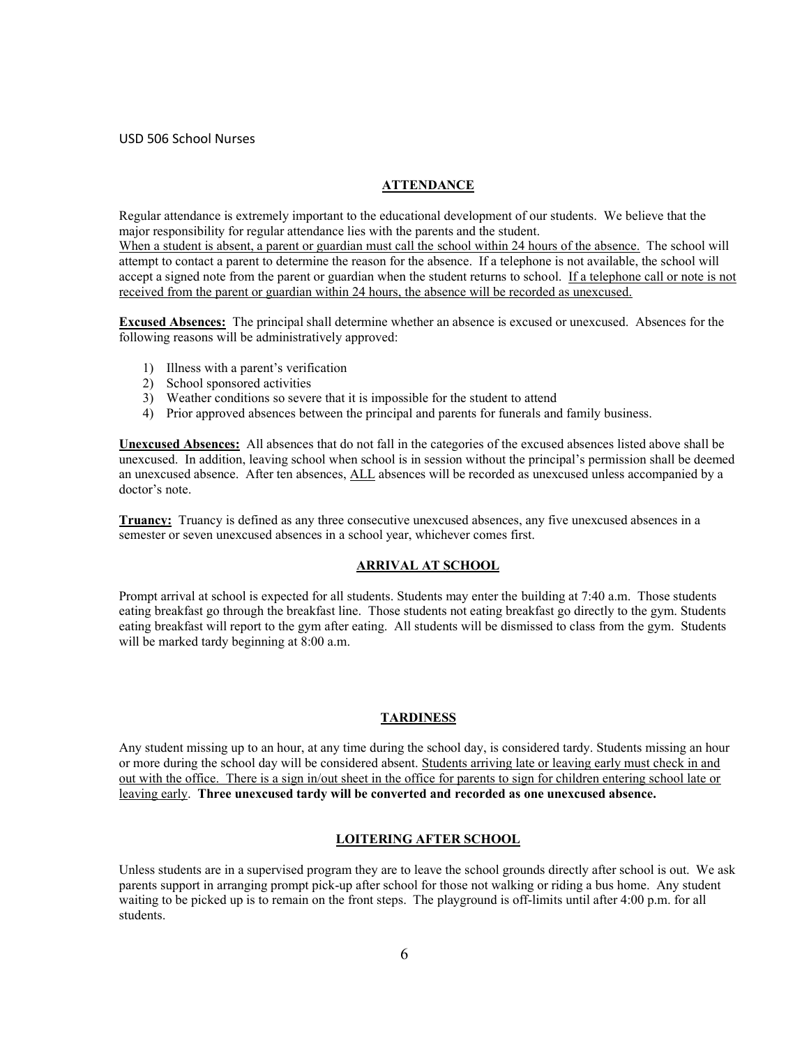USD 506 School Nurses

## ATTENDANCE

Regular attendance is extremely important to the educational development of our students. We believe that the major responsibility for regular attendance lies with the parents and the student.
When a student is absent, a parent or guardian must call the school within 24 hours of the absence. The school will attempt to contact a parent to determine the reason for the absence. If a telephone is not available, the school will accept a signed note from the parent or guardian when the student returns to school. If a telephone call or note is not received from the parent or guardian within 24 hours, the absence will be recorded as unexcused.

**Excused Absences:** The principal shall determine whether an absence is excused or unexcused. Absences for the following reasons will be administratively approved:

1) Illness with a parent's verification
2) School sponsored activities
3) Weather conditions so severe that it is impossible for the student to attend
4) Prior approved absences between the principal and parents for funerals and family business.

**Unexcused Absences:** All absences that do not fall in the categories of the excused absences listed above shall be unexcused. In addition, leaving school when school is in session without the principal's permission shall be deemed an unexcused absence. After ten absences, ALL absences will be recorded as unexcused unless accompanied by a doctor's note.

**Truancy:** Truancy is defined as any three consecutive unexcused absences, any five unexcused absences in a semester or seven unexcused absences in a school year, whichever comes first.

## ARRIVAL AT SCHOOL

Prompt arrival at school is expected for all students. Students may enter the building at 7:40 a.m. Those students eating breakfast go through the breakfast line. Those students not eating breakfast go directly to the gym. Students eating breakfast will report to the gym after eating. All students will be dismissed to class from the gym. Students will be marked tardy beginning at 8:00 a.m.

## TARDINESS

Any student missing up to an hour, at any time during the school day, is considered tardy. Students missing an hour or more during the school day will be considered absent. Students arriving late or leaving early must check in and out with the office. There is a sign in/out sheet in the office for parents to sign for children entering school late or leaving early. **Three unexcused tardy will be converted and recorded as one unexcused absence.**

## LOITERING AFTER SCHOOL

Unless students are in a supervised program they are to leave the school grounds directly after school is out. We ask parents support in arranging prompt pick-up after school for those not walking or riding a bus home. Any student waiting to be picked up is to remain on the front steps. The playground is off-limits until after 4:00 p.m. for all students.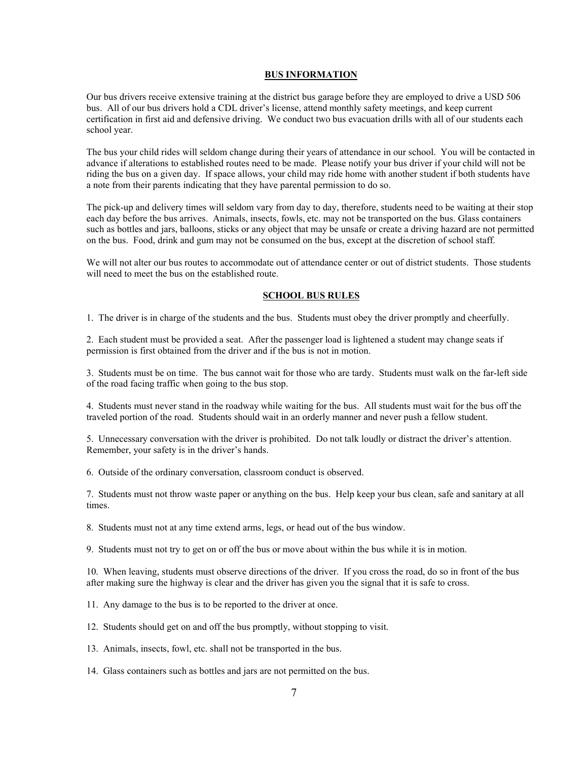## BUS INFORMATION

Our bus drivers receive extensive training at the district bus garage before they are employed to drive a USD 506 bus. All of our bus drivers hold a CDL driver's license, attend monthly safety meetings, and keep current certification in first aid and defensive driving. We conduct two bus evacuation drills with all of our students each school year.

The bus your child rides will seldom change during their years of attendance in our school. You will be contacted in advance if alterations to established routes need to be made. Please notify your bus driver if your child will not be riding the bus on a given day. If space allows, your child may ride home with another student if both students have a note from their parents indicating that they have parental permission to do so.

The pick-up and delivery times will seldom vary from day to day, therefore, students need to be waiting at their stop each day before the bus arrives. Animals, insects, fowls, etc. may not be transported on the bus. Glass containers such as bottles and jars, balloons, sticks or any object that may be unsafe or create a driving hazard are not permitted on the bus. Food, drink and gum may not be consumed on the bus, except at the discretion of school staff.

We will not alter our bus routes to accommodate out of attendance center or out of district students. Those students will need to meet the bus on the established route.

## SCHOOL BUS RULES

1. The driver is in charge of the students and the bus. Students must obey the driver promptly and cheerfully.

2. Each student must be provided a seat. After the passenger load is lightened a student may change seats if permission is first obtained from the driver and if the bus is not in motion.

3. Students must be on time. The bus cannot wait for those who are tardy. Students must walk on the far-left side of the road facing traffic when going to the bus stop.

4. Students must never stand in the roadway while waiting for the bus. All students must wait for the bus off the traveled portion of the road. Students should wait in an orderly manner and never push a fellow student.

5. Unnecessary conversation with the driver is prohibited. Do not talk loudly or distract the driver's attention. Remember, your safety is in the driver's hands.

6. Outside of the ordinary conversation, classroom conduct is observed.

7. Students must not throw waste paper or anything on the bus. Help keep your bus clean, safe and sanitary at all times.

8. Students must not at any time extend arms, legs, or head out of the bus window.

9. Students must not try to get on or off the bus or move about within the bus while it is in motion.

10. When leaving, students must observe directions of the driver. If you cross the road, do so in front of the bus after making sure the highway is clear and the driver has given you the signal that it is safe to cross.

11. Any damage to the bus is to be reported to the driver at once.

12. Students should get on and off the bus promptly, without stopping to visit.

13. Animals, insects, fowl, etc. shall not be transported in the bus.

14. Glass containers such as bottles and jars are not permitted on the bus.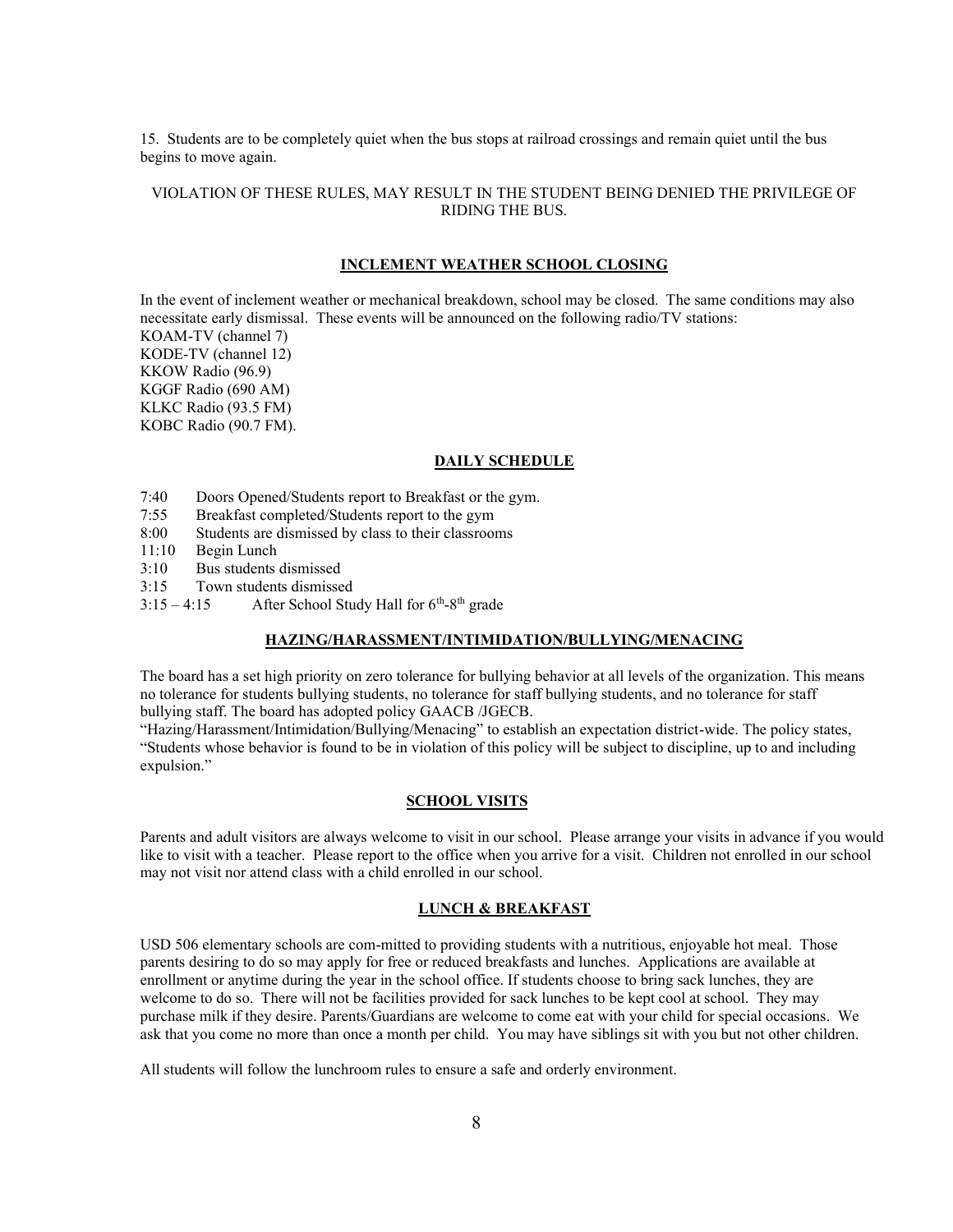15. Students are to be completely quiet when the bus stops at railroad crossings and remain quiet until the bus begins to move again.

VIOLATION OF THESE RULES, MAY RESULT IN THE STUDENT BEING DENIED THE PRIVILEGE OF RIDING THE BUS.

## INCLEMENT WEATHER SCHOOL CLOSING

In the event of inclement weather or mechanical breakdown, school may be closed. The same conditions may also necessitate early dismissal. These events will be announced on the following radio/TV stations:
KOAM-TV (channel 7)
KODE-TV (channel 12)
KKOW Radio (96.9)
KGGF Radio (690 AM)
KLKC Radio (93.5 FM)
KOBC Radio (90.7 FM).

## DAILY SCHEDULE

7:40 Doors Opened/Students report to Breakfast or the gym.
7:55 Breakfast completed/Students report to the gym
8:00 Students are dismissed by class to their classrooms
11:10 Begin Lunch
3:10 Bus students dismissed
3:15 Town students dismissed
3:15 – 4:15 After School Study Hall for 6th-8th grade

## HAZING/HARASSMENT/INTIMIDATION/BULLYING/MENACING

The board has a set high priority on zero tolerance for bullying behavior at all levels of the organization. This means no tolerance for students bullying students, no tolerance for staff bullying students, and no tolerance for staff bullying staff. The board has adopted policy GAACB /JGECB.
"Hazing/Harassment/Intimidation/Bullying/Menacing" to establish an expectation district-wide. The policy states, "Students whose behavior is found to be in violation of this policy will be subject to discipline, up to and including expulsion."

## SCHOOL VISITS

Parents and adult visitors are always welcome to visit in our school. Please arrange your visits in advance if you would like to visit with a teacher. Please report to the office when you arrive for a visit. Children not enrolled in our school may not visit nor attend class with a child enrolled in our school.

## LUNCH & BREAKFAST

USD 506 elementary schools are com-mitted to providing students with a nutritious, enjoyable hot meal. Those parents desiring to do so may apply for free or reduced breakfasts and lunches. Applications are available at enrollment or anytime during the year in the school office. If students choose to bring sack lunches, they are welcome to do so. There will not be facilities provided for sack lunches to be kept cool at school. They may purchase milk if they desire. Parents/Guardians are welcome to come eat with your child for special occasions. We ask that you come no more than once a month per child. You may have siblings sit with you but not other children.

All students will follow the lunchroom rules to ensure a safe and orderly environment.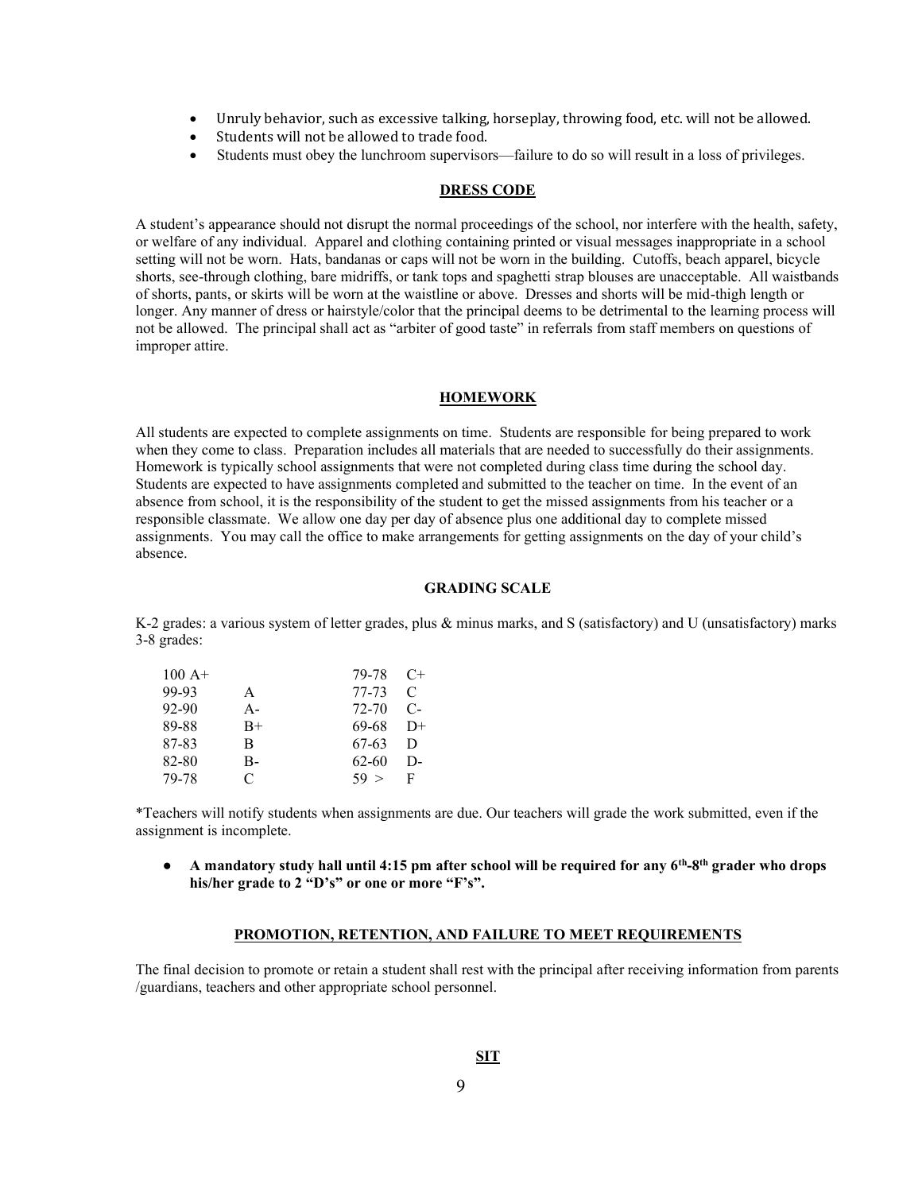- Unruly behavior, such as excessive talking, horseplay, throwing food, etc. will not be allowed.
- Students will not be allowed to trade food.
- Students must obey the lunchroom supervisors—failure to do so will result in a loss of privileges.

## DRESS CODE

A student's appearance should not disrupt the normal proceedings of the school, nor interfere with the health, safety, or welfare of any individual. Apparel and clothing containing printed or visual messages inappropriate in a school setting will not be worn. Hats, bandanas or caps will not be worn in the building. Cutoffs, beach apparel, bicycle shorts, see-through clothing, bare midriffs, or tank tops and spaghetti strap blouses are unacceptable. All waistbands of shorts, pants, or skirts will be worn at the waistline or above. Dresses and shorts will be mid-thigh length or longer. Any manner of dress or hairstyle/color that the principal deems to be detrimental to the learning process will not be allowed. The principal shall act as "arbiter of good taste" in referrals from staff members on questions of improper attire.

## HOMEWORK

All students are expected to complete assignments on time. Students are responsible for being prepared to work when they come to class. Preparation includes all materials that are needed to successfully do their assignments. Homework is typically school assignments that were not completed during class time during the school day. Students are expected to have assignments completed and submitted to the teacher on time. In the event of an absence from school, it is the responsibility of the student to get the missed assignments from his teacher or a responsible classmate. We allow one day per day of absence plus one additional day to complete missed assignments. You may call the office to make arrangements for getting assignments on the day of your child's absence.

## GRADING SCALE

K-2 grades: a various system of letter grades, plus & minus marks, and S (satisfactory) and U (unsatisfactory) marks
3-8 grades:

| Score | Grade | Score | Grade |
|---|---|---|---|
| 100 | A+ | 79-78 | C+ |
| 99-93 | A | 77-73 | C |
| 92-90 | A- | 72-70 | C- |
| 89-88 | B+ | 69-68 | D+ |
| 87-83 | B | 67-63 | D |
| 82-80 | B- | 62-60 | D- |
| 79-78 | C | 59 > | F |

*Teachers will notify students when assignments are due. Our teachers will grade the work submitted, even if the assignment is incomplete.

- **A mandatory study hall until 4:15 pm after school will be required for any 6th-8th grader who drops his/her grade to 2 "D's" or one or more "F's".**

## PROMOTION, RETENTION, AND FAILURE TO MEET REQUIREMENTS

The final decision to promote or retain a student shall rest with the principal after receiving information from parents /guardians, teachers and other appropriate school personnel.

## SIT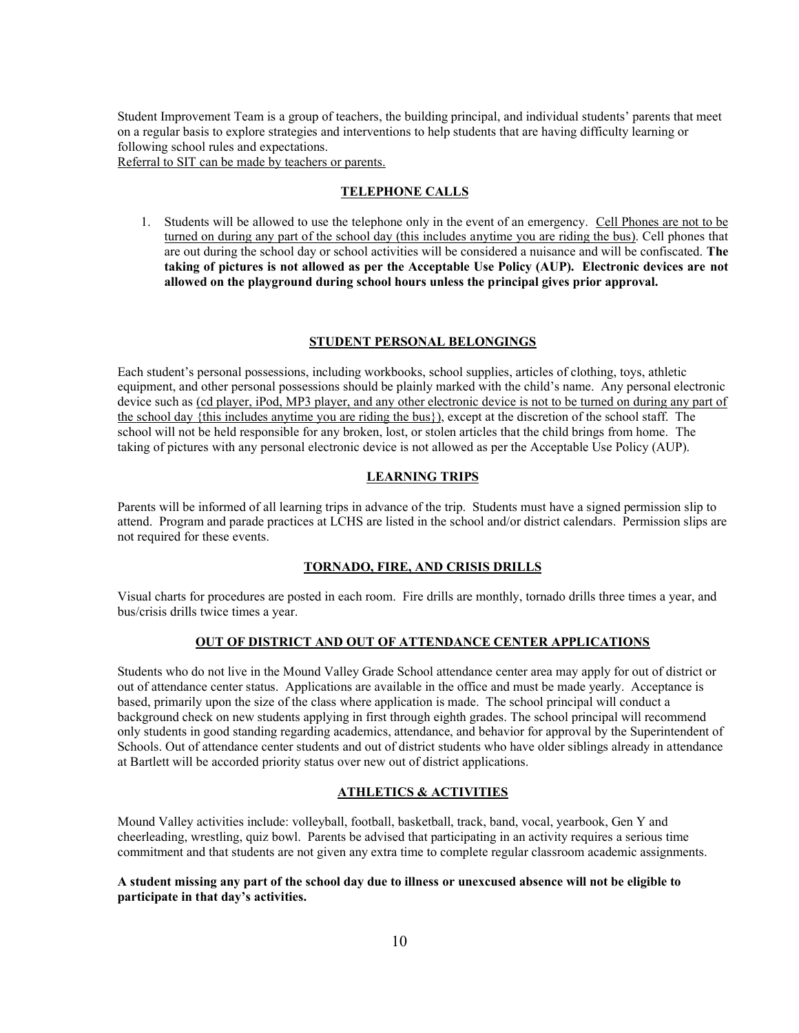Student Improvement Team is a group of teachers, the building principal, and individual students' parents that meet on a regular basis to explore strategies and interventions to help students that are having difficulty learning or following school rules and expectations.
<u>Referral to SIT can be made by teachers or parents.</u>

## TELEPHONE CALLS

1. Students will be allowed to use the telephone only in the event of an emergency. <u>Cell Phones are not to be turned on during any part of the school day (this includes anytime you are riding the bus)</u>. Cell phones that are out during the school day or school activities will be considered a nuisance and will be confiscated. **The taking of pictures is not allowed as per the Acceptable Use Policy (AUP). Electronic devices are not allowed on the playground during school hours unless the principal gives prior approval.**

## STUDENT PERSONAL BELONGINGS

Each student's personal possessions, including workbooks, school supplies, articles of clothing, toys, athletic equipment, and other personal possessions should be plainly marked with the child's name. Any personal electronic device such as <u>(cd player, iPod, MP3 player, and any other electronic device is not to be turned on during any part of the school day {this includes anytime you are riding the bus})</u>, except at the discretion of the school staff. The school will not be held responsible for any broken, lost, or stolen articles that the child brings from home. The taking of pictures with any personal electronic device is not allowed as per the Acceptable Use Policy (AUP).

## LEARNING TRIPS

Parents will be informed of all learning trips in advance of the trip. Students must have a signed permission slip to attend. Program and parade practices at LCHS are listed in the school and/or district calendars. Permission slips are not required for these events.

## TORNADO, FIRE, AND CRISIS DRILLS

Visual charts for procedures are posted in each room. Fire drills are monthly, tornado drills three times a year, and bus/crisis drills twice times a year.

## OUT OF DISTRICT AND OUT OF ATTENDANCE CENTER APPLICATIONS

Students who do not live in the Mound Valley Grade School attendance center area may apply for out of district or out of attendance center status. Applications are available in the office and must be made yearly. Acceptance is based, primarily upon the size of the class where application is made. The school principal will conduct a background check on new students applying in first through eighth grades. The school principal will recommend only students in good standing regarding academics, attendance, and behavior for approval by the Superintendent of Schools. Out of attendance center students and out of district students who have older siblings already in attendance at Bartlett will be accorded priority status over new out of district applications.

## ATHLETICS & ACTIVITIES

Mound Valley activities include: volleyball, football, basketball, track, band, vocal, yearbook, Gen Y and cheerleading, wrestling, quiz bowl. Parents be advised that participating in an activity requires a serious time commitment and that students are not given any extra time to complete regular classroom academic assignments.

**A student missing any part of the school day due to illness or unexcused absence will not be eligible to participate in that day's activities.**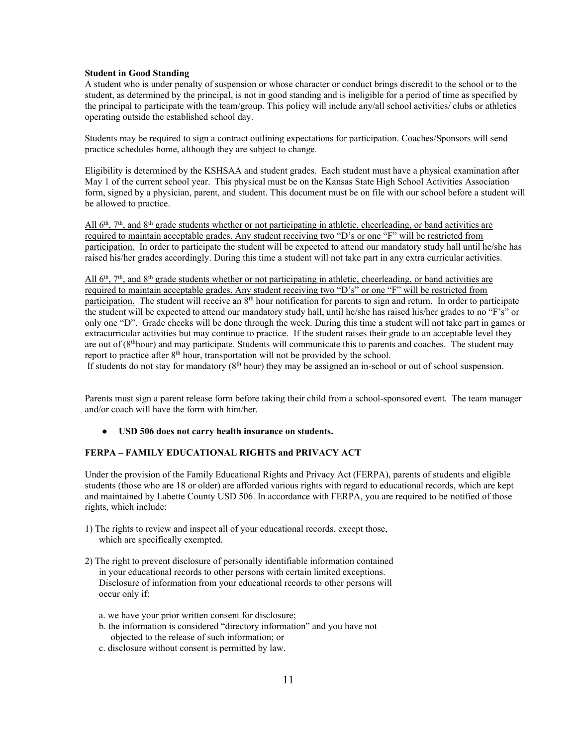**Student in Good Standing**
A student who is under penalty of suspension or whose character or conduct brings discredit to the school or to the student, as determined by the principal, is not in good standing and is ineligible for a period of time as specified by the principal to participate with the team/group. This policy will include any/all school activities/ clubs or athletics operating outside the established school day.

Students may be required to sign a contract outlining expectations for participation. Coaches/Sponsors will send practice schedules home, although they are subject to change.

Eligibility is determined by the KSHSAA and student grades. Each student must have a physical examination after May 1 of the current school year. This physical must be on the Kansas State High School Activities Association form, signed by a physician, parent, and student. This document must be on file with our school before a student will be allowed to practice.

<u>All 6th, 7th, and 8th grade students whether or not participating in athletic, cheerleading, or band activities are required to maintain acceptable grades. Any student receiving two "D's or one "F" will be restricted from participation.</u> In order to participate the student will be expected to attend our mandatory study hall until he/she has raised his/her grades accordingly. During this time a student will not take part in any extra curricular activities.

<u>All 6th, 7th, and 8th grade students whether or not participating in athletic, cheerleading, or band activities are required to maintain acceptable grades. Any student receiving two "D's" or one "F" will be restricted from participation.</u> The student will receive an 8th hour notification for parents to sign and return. In order to participate the student will be expected to attend our mandatory study hall, until he/she has raised his/her grades to no "F's" or only one "D". Grade checks will be done through the week. During this time a student will not take part in games or extracurricular activities but may continue to practice. If the student raises their grade to an acceptable level they are out of (8thhour) and may participate. Students will communicate this to parents and coaches. The student may report to practice after 8th hour, transportation will not be provided by the school.
If students do not stay for mandatory (8th hour) they may be assigned an in-school or out of school suspension.

Parents must sign a parent release form before taking their child from a school-sponsored event. The team manager and/or coach will have the form with him/her.

- **USD 506 does not carry health insurance on students.**

**FERPA – FAMILY EDUCATIONAL RIGHTS and PRIVACY ACT**

Under the provision of the Family Educational Rights and Privacy Act (FERPA), parents of students and eligible students (those who are 18 or older) are afforded various rights with regard to educational records, which are kept and maintained by Labette County USD 506. In accordance with FERPA, you are required to be notified of those rights, which include:

1) The rights to review and inspect all of your educational records, except those, which are specifically exempted.

2) The right to prevent disclosure of personally identifiable information contained in your educational records to other persons with certain limited exceptions. Disclosure of information from your educational records to other persons will occur only if:

   a. we have your prior written consent for disclosure;
   b. the information is considered "directory information" and you have not objected to the release of such information; or
   c. disclosure without consent is permitted by law.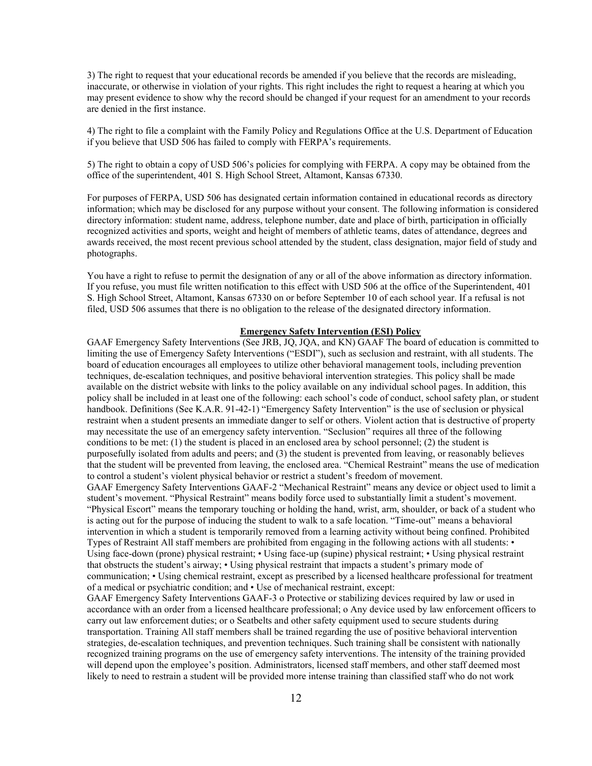3) The right to request that your educational records be amended if you believe that the records are misleading, inaccurate, or otherwise in violation of your rights. This right includes the right to request a hearing at which you may present evidence to show why the record should be changed if your request for an amendment to your records are denied in the first instance.

4) The right to file a complaint with the Family Policy and Regulations Office at the U.S. Department of Education if you believe that USD 506 has failed to comply with FERPA's requirements.

5) The right to obtain a copy of USD 506's policies for complying with FERPA. A copy may be obtained from the office of the superintendent, 401 S. High School Street, Altamont, Kansas 67330.

For purposes of FERPA, USD 506 has designated certain information contained in educational records as directory information; which may be disclosed for any purpose without your consent. The following information is considered directory information: student name, address, telephone number, date and place of birth, participation in officially recognized activities and sports, weight and height of members of athletic teams, dates of attendance, degrees and awards received, the most recent previous school attended by the student, class designation, major field of study and photographs.

You have a right to refuse to permit the designation of any or all of the above information as directory information. If you refuse, you must file written notification to this effect with USD 506 at the office of the Superintendent, 401 S. High School Street, Altamont, Kansas 67330 on or before September 10 of each school year. If a refusal is not filed, USD 506 assumes that there is no obligation to the release of the designated directory information.

## Emergency Safety Intervention (ESI) Policy

GAAF Emergency Safety Interventions (See JRB, JQ, JQA, and KN) GAAF The board of education is committed to limiting the use of Emergency Safety Interventions ("ESDI"), such as seclusion and restraint, with all students. The board of education encourages all employees to utilize other behavioral management tools, including prevention techniques, de-escalation techniques, and positive behavioral intervention strategies. This policy shall be made available on the district website with links to the policy available on any individual school pages. In addition, this policy shall be included in at least one of the following: each school's code of conduct, school safety plan, or student handbook. Definitions (See K.A.R. 91-42-1) "Emergency Safety Intervention" is the use of seclusion or physical restraint when a student presents an immediate danger to self or others. Violent action that is destructive of property may necessitate the use of an emergency safety intervention. "Seclusion" requires all three of the following conditions to be met: (1) the student is placed in an enclosed area by school personnel; (2) the student is purposefully isolated from adults and peers; and (3) the student is prevented from leaving, or reasonably believes that the student will be prevented from leaving, the enclosed area. "Chemical Restraint" means the use of medication to control a student's violent physical behavior or restrict a student's freedom of movement.
GAAF Emergency Safety Interventions GAAF-2 "Mechanical Restraint" means any device or object used to limit a student's movement. "Physical Restraint" means bodily force used to substantially limit a student's movement. "Physical Escort" means the temporary touching or holding the hand, wrist, arm, shoulder, or back of a student who is acting out for the purpose of inducing the student to walk to a safe location. "Time-out" means a behavioral intervention in which a student is temporarily removed from a learning activity without being confined. Prohibited Types of Restraint All staff members are prohibited from engaging in the following actions with all students: • Using face-down (prone) physical restraint; • Using face-up (supine) physical restraint; • Using physical restraint that obstructs the student's airway; • Using physical restraint that impacts a student's primary mode of communication; • Using chemical restraint, except as prescribed by a licensed healthcare professional for treatment of a medical or psychiatric condition; and • Use of mechanical restraint, except:
GAAF Emergency Safety Interventions GAAF-3 o Protective or stabilizing devices required by law or used in accordance with an order from a licensed healthcare professional; o Any device used by law enforcement officers to carry out law enforcement duties; or o Seatbelts and other safety equipment used to secure students during transportation. Training All staff members shall be trained regarding the use of positive behavioral intervention strategies, de-escalation techniques, and prevention techniques. Such training shall be consistent with nationally recognized training programs on the use of emergency safety interventions. The intensity of the training provided will depend upon the employee's position. Administrators, licensed staff members, and other staff deemed most likely to need to restrain a student will be provided more intense training than classified staff who do not work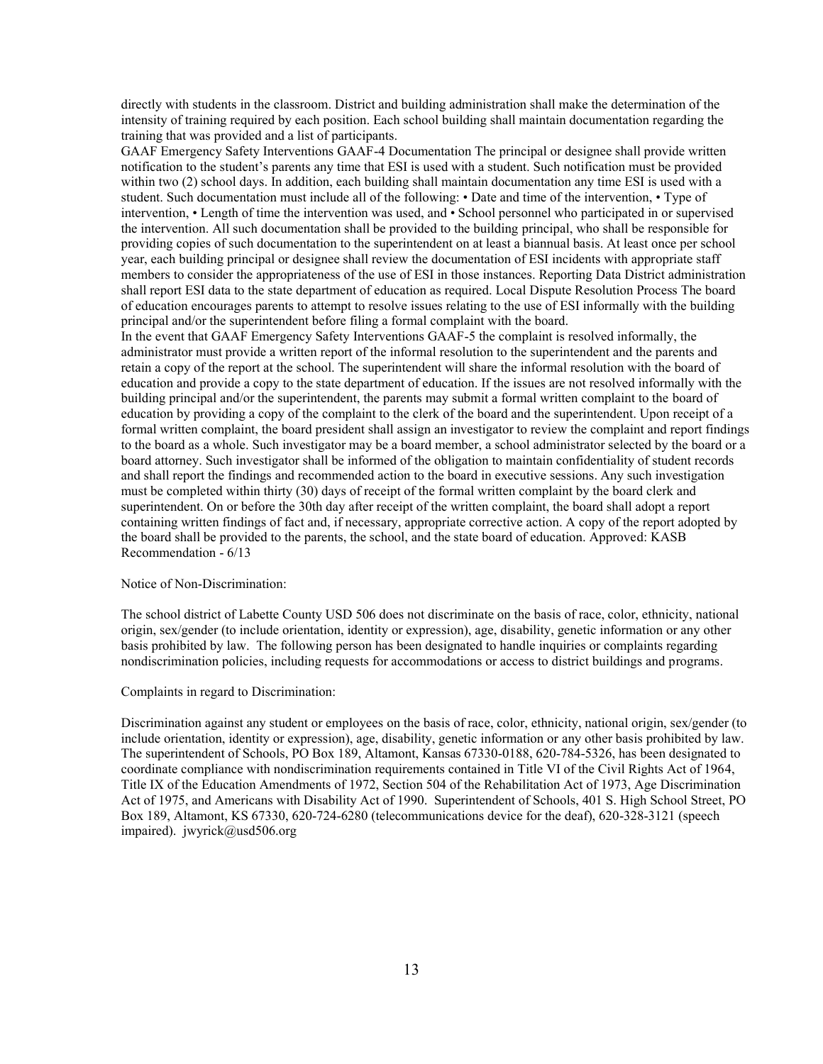directly with students in the classroom. District and building administration shall make the determination of the intensity of training required by each position. Each school building shall maintain documentation regarding the training that was provided and a list of participants.

GAAF Emergency Safety Interventions GAAF-4 Documentation The principal or designee shall provide written notification to the student's parents any time that ESI is used with a student. Such notification must be provided within two (2) school days. In addition, each building shall maintain documentation any time ESI is used with a student. Such documentation must include all of the following: • Date and time of the intervention, • Type of intervention, • Length of time the intervention was used, and • School personnel who participated in or supervised the intervention. All such documentation shall be provided to the building principal, who shall be responsible for providing copies of such documentation to the superintendent on at least a biannual basis. At least once per school year, each building principal or designee shall review the documentation of ESI incidents with appropriate staff members to consider the appropriateness of the use of ESI in those instances. Reporting Data District administration shall report ESI data to the state department of education as required. Local Dispute Resolution Process The board of education encourages parents to attempt to resolve issues relating to the use of ESI informally with the building principal and/or the superintendent before filing a formal complaint with the board.

In the event that GAAF Emergency Safety Interventions GAAF-5 the complaint is resolved informally, the administrator must provide a written report of the informal resolution to the superintendent and the parents and retain a copy of the report at the school. The superintendent will share the informal resolution with the board of education and provide a copy to the state department of education. If the issues are not resolved informally with the building principal and/or the superintendent, the parents may submit a formal written complaint to the board of education by providing a copy of the complaint to the clerk of the board and the superintendent. Upon receipt of a formal written complaint, the board president shall assign an investigator to review the complaint and report findings to the board as a whole. Such investigator may be a board member, a school administrator selected by the board or a board attorney. Such investigator shall be informed of the obligation to maintain confidentiality of student records and shall report the findings and recommended action to the board in executive sessions. Any such investigation must be completed within thirty (30) days of receipt of the formal written complaint by the board clerk and superintendent. On or before the 30th day after receipt of the written complaint, the board shall adopt a report containing written findings of fact and, if necessary, appropriate corrective action. A copy of the report adopted by the board shall be provided to the parents, the school, and the state board of education. Approved: KASB Recommendation - 6/13

Notice of Non-Discrimination:

The school district of Labette County USD 506 does not discriminate on the basis of race, color, ethnicity, national origin, sex/gender (to include orientation, identity or expression), age, disability, genetic information or any other basis prohibited by law. The following person has been designated to handle inquiries or complaints regarding nondiscrimination policies, including requests for accommodations or access to district buildings and programs.

Complaints in regard to Discrimination:

Discrimination against any student or employees on the basis of race, color, ethnicity, national origin, sex/gender (to include orientation, identity or expression), age, disability, genetic information or any other basis prohibited by law. The superintendent of Schools, PO Box 189, Altamont, Kansas 67330-0188, 620-784-5326, has been designated to coordinate compliance with nondiscrimination requirements contained in Title VI of the Civil Rights Act of 1964, Title IX of the Education Amendments of 1972, Section 504 of the Rehabilitation Act of 1973, Age Discrimination Act of 1975, and Americans with Disability Act of 1990. Superintendent of Schools, 401 S. High School Street, PO Box 189, Altamont, KS 67330, 620-724-6280 (telecommunications device for the deaf), 620-328-3121 (speech impaired). jwyrick@usd506.org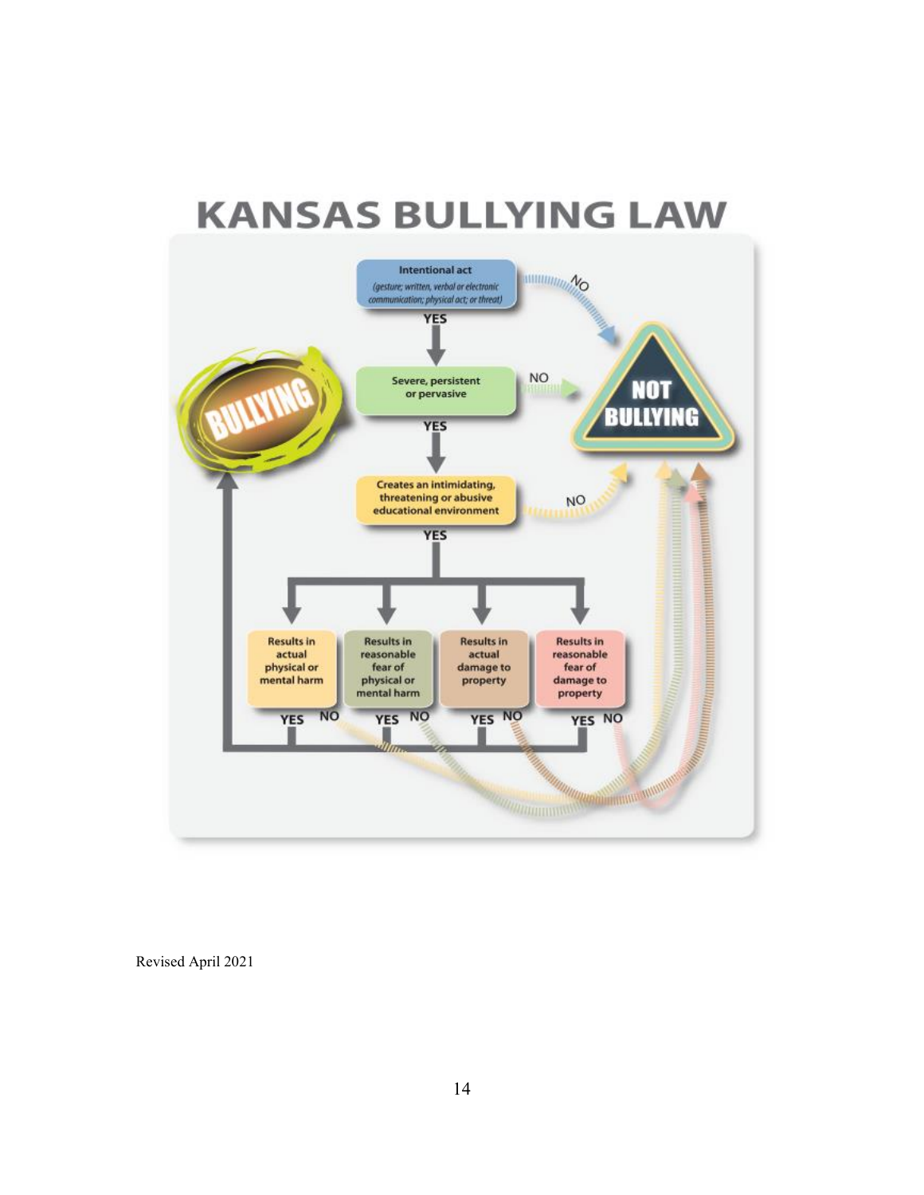# KANSAS BULLYING LAW

Intentional act
*(gesture; written, verbal or electronic communication; physical act; or threat)*

YES

NO

Severe, persistent or pervasive

YES

NO

Creates an intimidating, threatening or abusive educational environment

YES

NO

BULLYING

NOT BULLYING

Results in actual physical or mental harm

YES NO

Results in reasonable fear of physical or mental harm

YES NO

Results in actual damage to property

YES NO

Results in reasonable fear of damage to property

YES NO

Revised April 2021